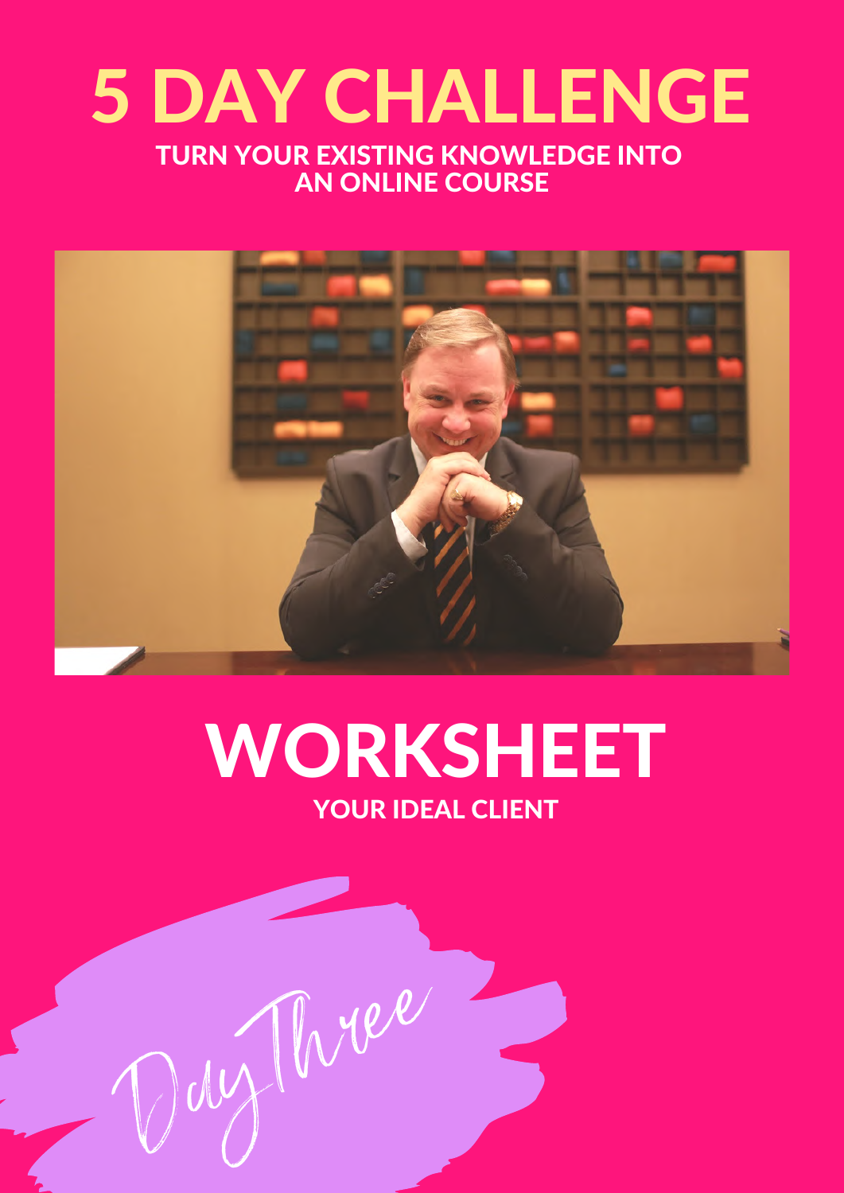# 5 DAY CHALLENGE

**TURN YOUR EXISTING KNOWLEDGE INTO AN ONLINE COURSE**

# WORKSHEET

**YOUR IDEAL CLIENT**

*Day Three*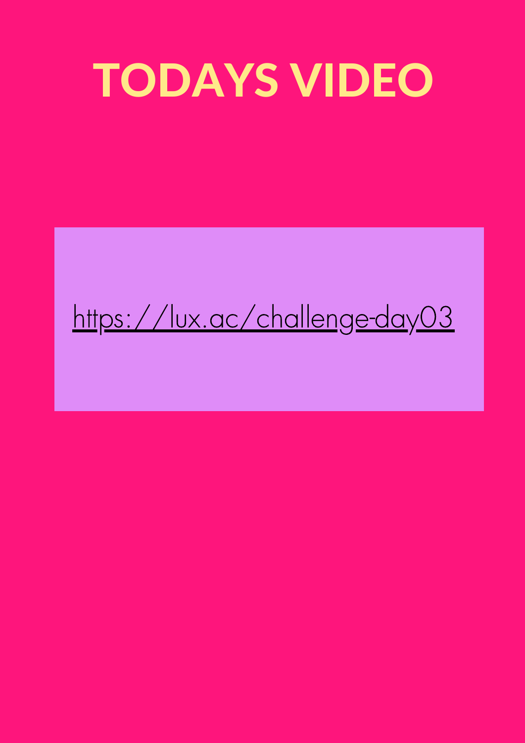# TODAYS VIDEO

https://lux.ac/challenge-day03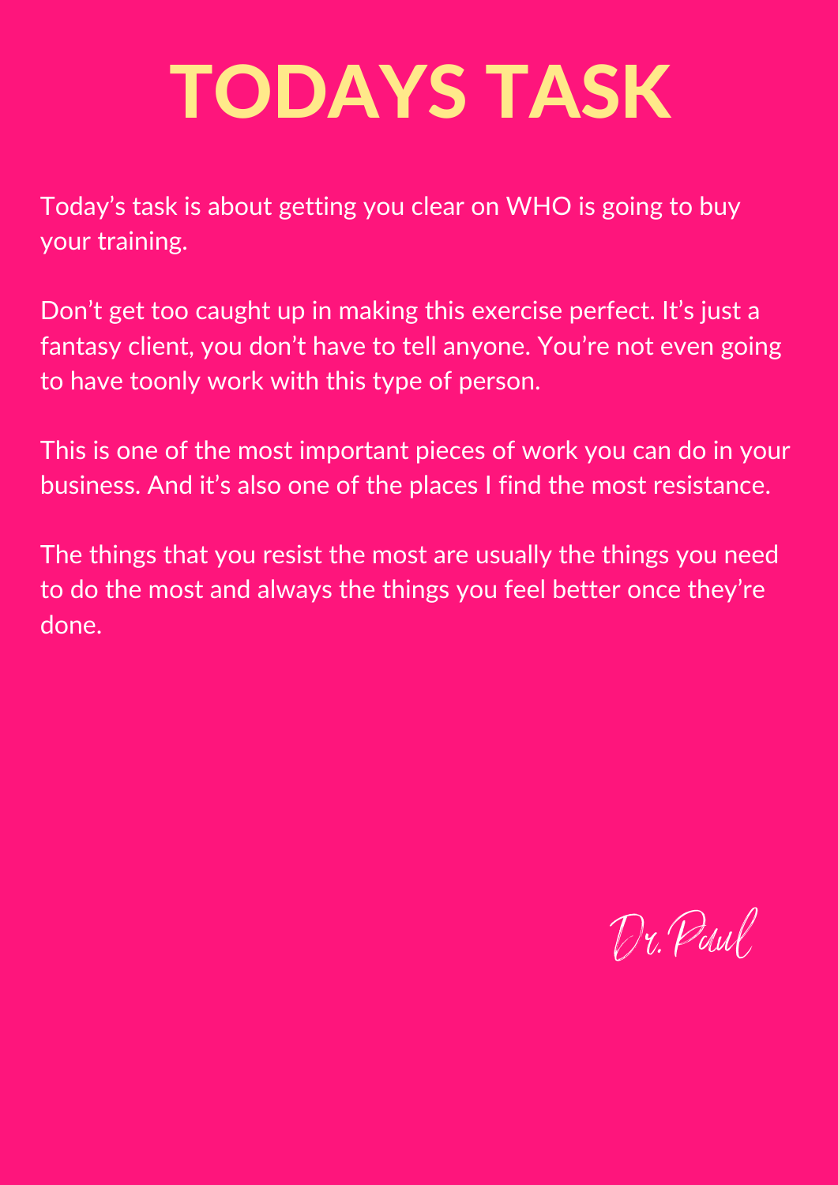# TODAYS TASK

Today's task is about getting you clear on WHO is going to buy your training.

Don't get too caught up in making this exercise perfect. It's just a fantasy client, you don't have to tell anyone. You're not even going to have toonly work with this type of person.

This is one of the most important pieces of work you can do in your business. And it's also one of the places I find the most resistance.

The things that you resist the most are usually the things you need to do the most and always the things you feel better once they're done.

Dr. Paul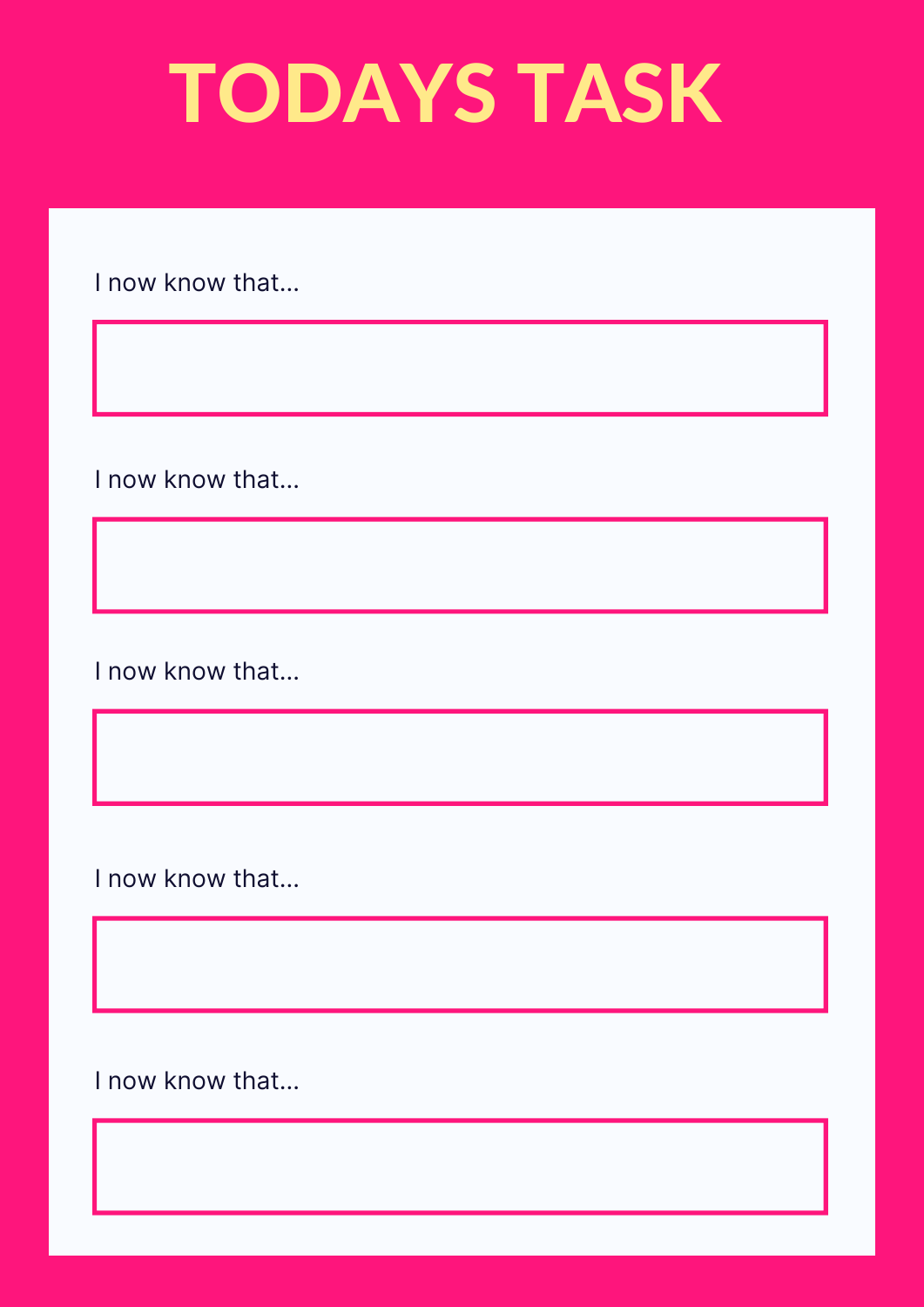# TODAYS TASK

I now know that...

I now know that...

I now know that...

I now know that...

I now know that...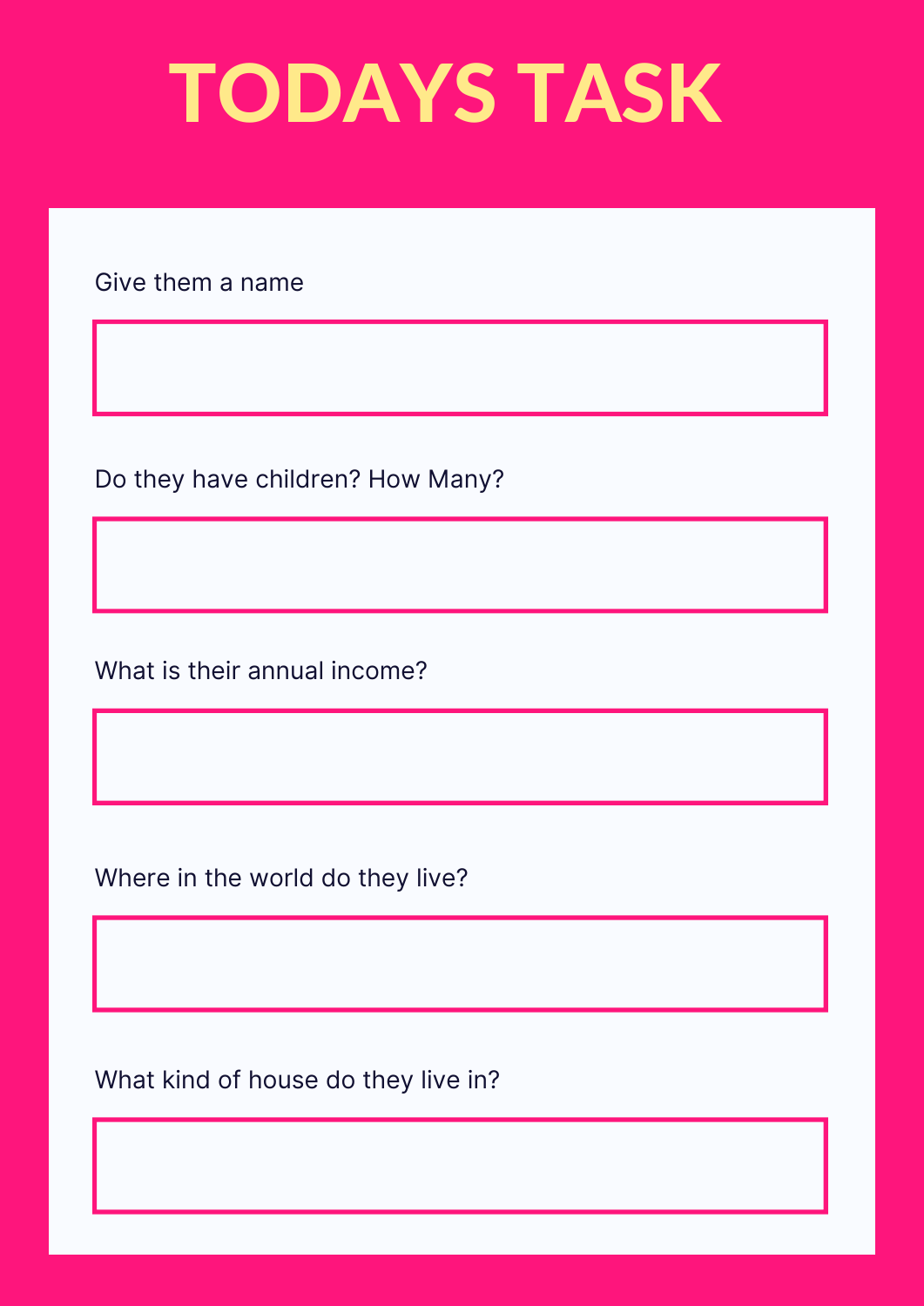# TODAYS TASK

Give them a name

Do they have children? How Many?

What is their annual income?

Where in the world do they live?

What kind of house do they live in?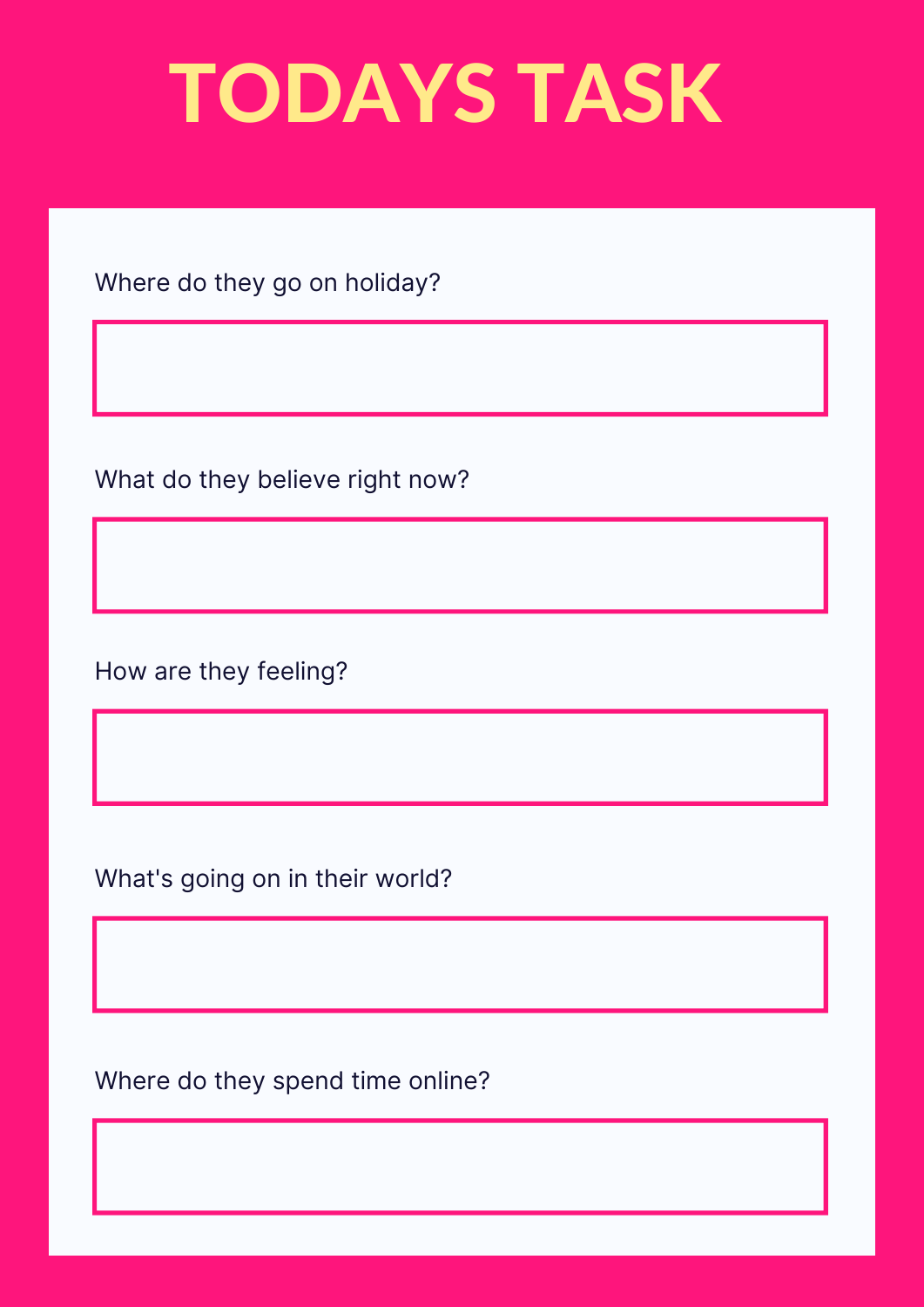# TODAYS TASK

Where do they go on holiday?

What do they believe right now?

How are they feeling?

What's going on in their world?

Where do they spend time online?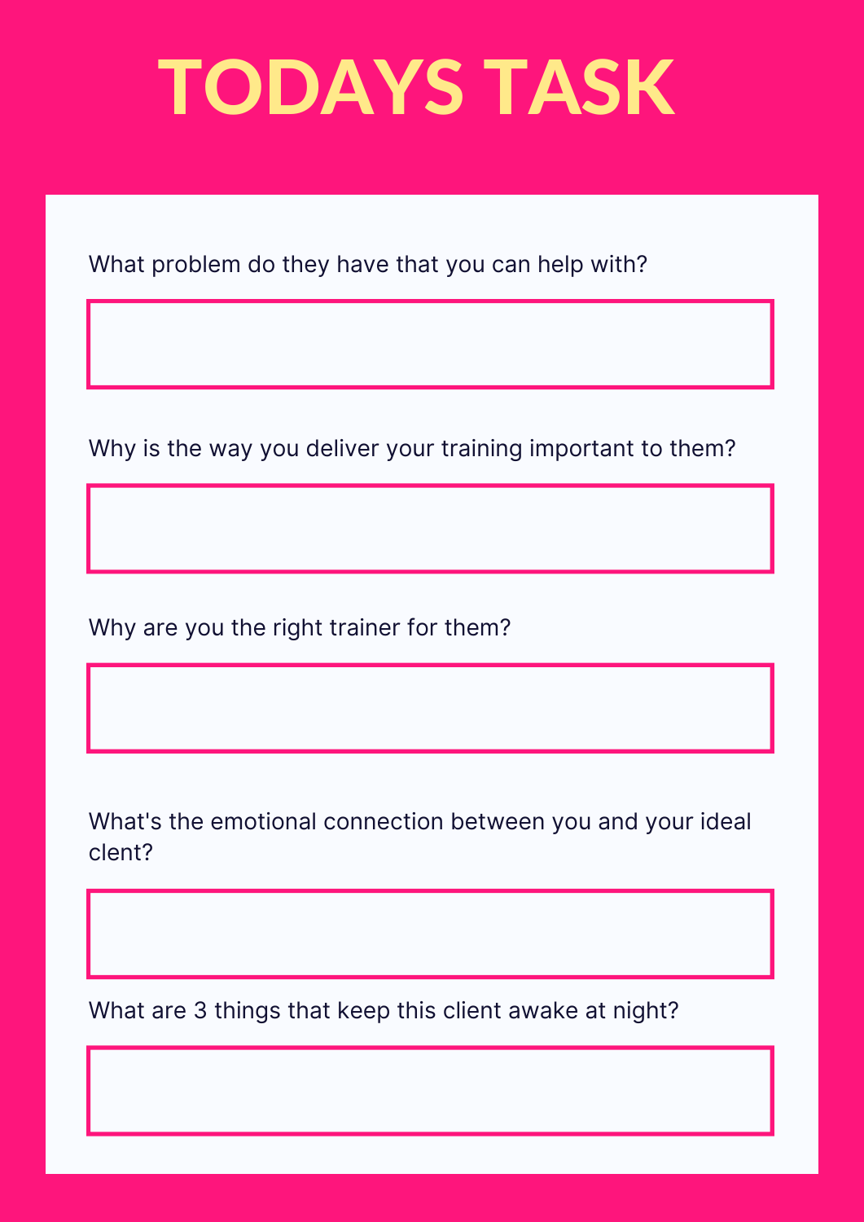# TODAYS TASK

What problem do they have that you can help with?

Why is the way you deliver your training important to them?

Why are you the right trainer for them?

What's the emotional connection between you and your ideal clent?

What are 3 things that keep this client awake at night?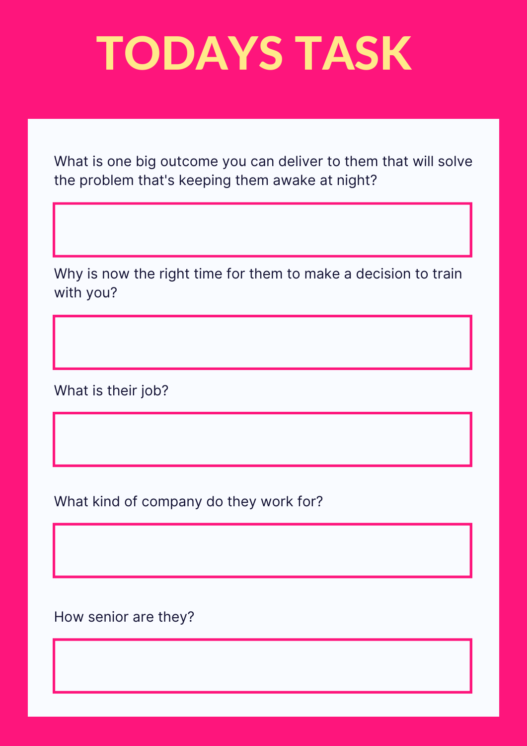# TODAYS TASK

What is one big outcome you can deliver to them that will solve the problem that's keeping them awake at night?

Why is now the right time for them to make a decision to train with you?

What is their job?

What kind of company do they work for?

How senior are they?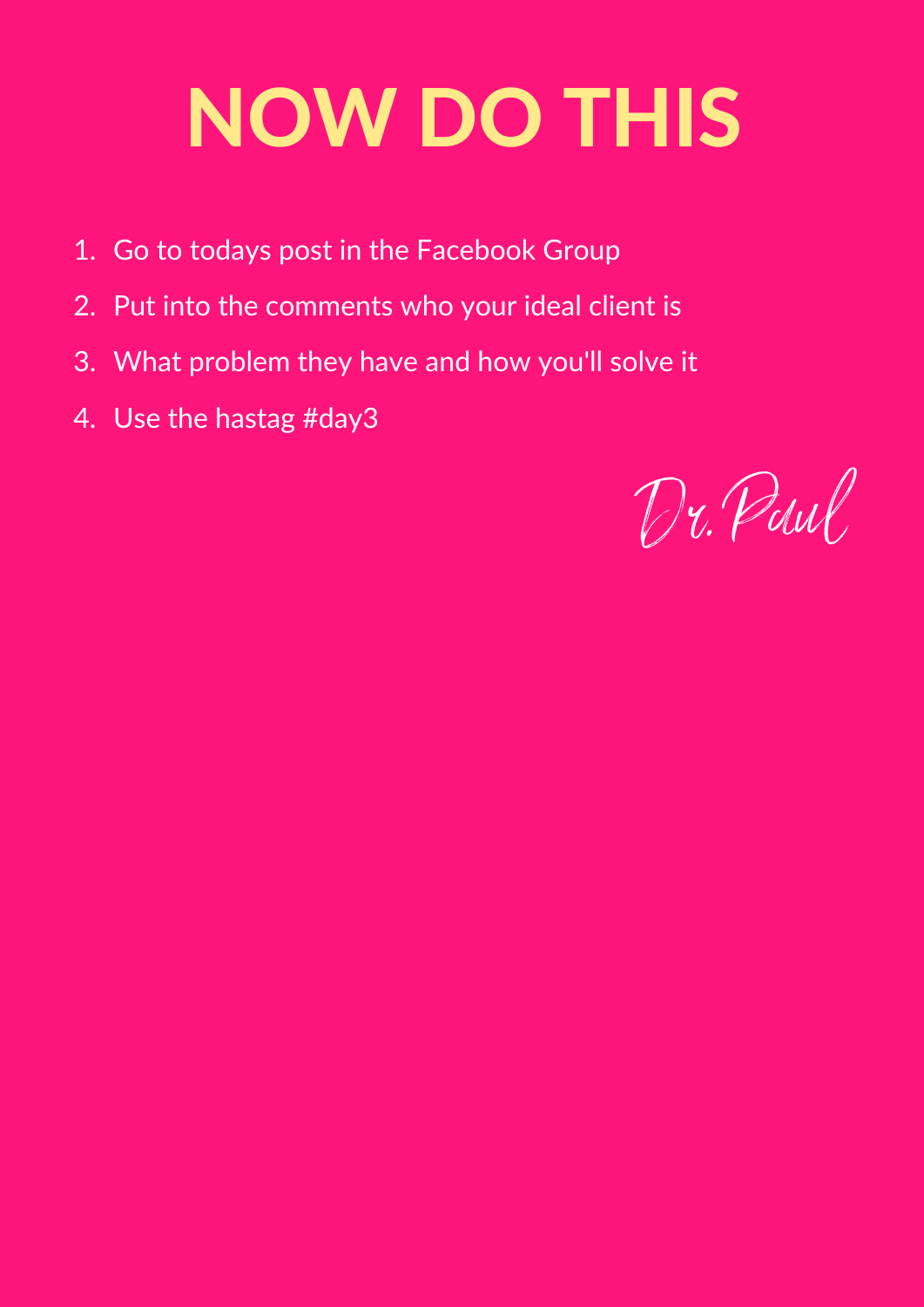# NOW DO THIS

1. Go to todays post in the Facebook Group
2. Put into the comments who your ideal client is
3. What problem they have and how you'll solve it
4. Use the hastag #day3

Dr. Paul